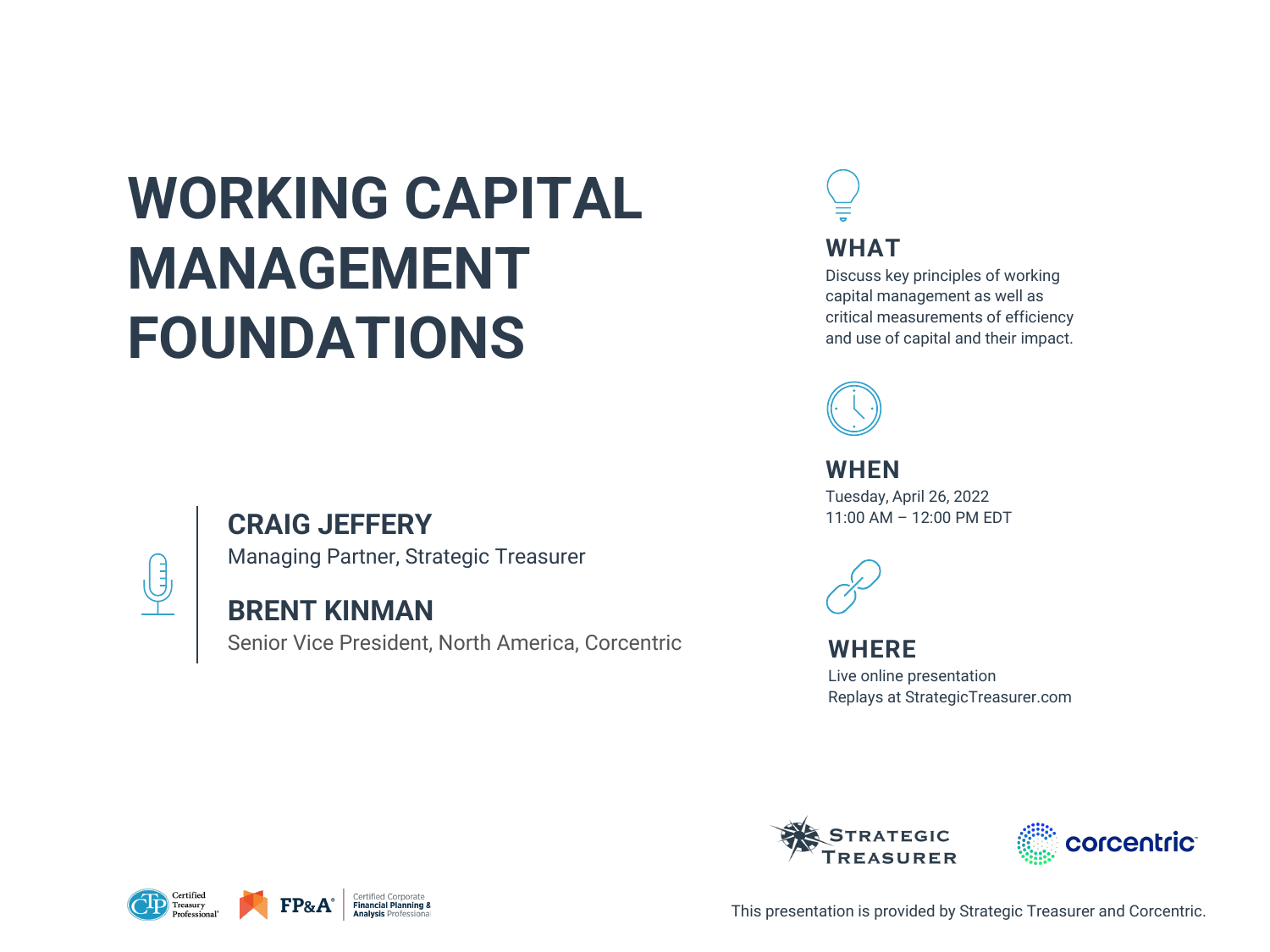# WORKING CAPITAL MANAGEMENT FOUNDATIONS

**CRAIG JEFFERY**
Managing Partner, Strategic Treasurer

**BRENT KINMAN**
Senior Vice President, North America, Corcentric

## WHAT

Discuss key principles of working capital management as well as critical measurements of efficiency and use of capital and their impact.

## WHEN

Tuesday, April 26, 2022
11:00 AM – 12:00 PM EDT

## WHERE

Live online presentation
Replays at StrategicTreasurer.com

Strategic Treasurer | corcentric

Certified Treasury Professional | FP&A Certified Corporate Financial Planning & Analysis Professional

This presentation is provided by Strategic Treasurer and Corcentric.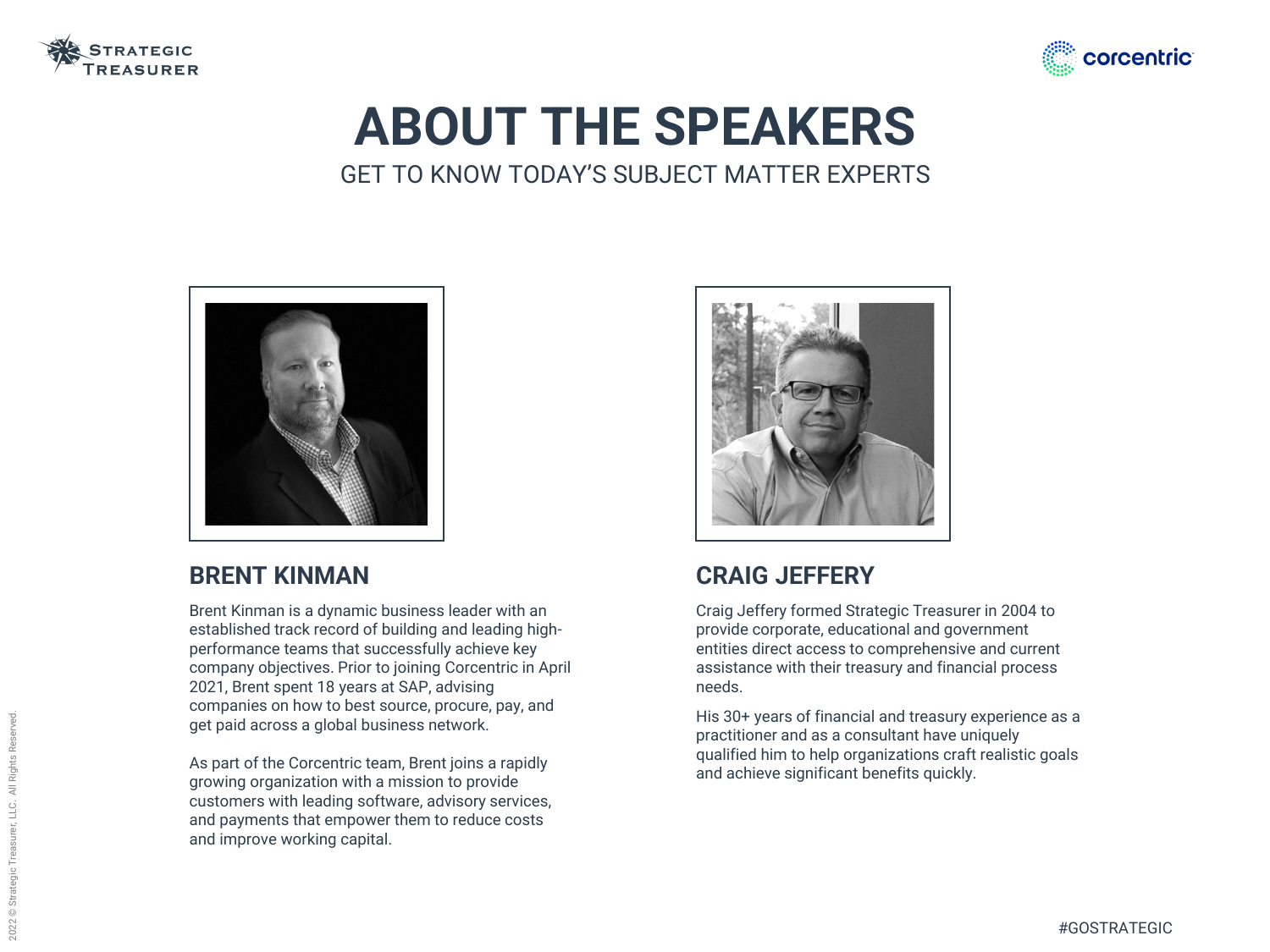# ABOUT THE SPEAKERS

GET TO KNOW TODAY'S SUBJECT MATTER EXPERTS

## BRENT KINMAN

Brent Kinman is a dynamic business leader with an established track record of building and leading high-performance teams that successfully achieve key company objectives. Prior to joining Corcentric in April 2021, Brent spent 18 years at SAP, advising companies on how to best source, procure, pay, and get paid across a global business network.

As part of the Corcentric team, Brent joins a rapidly growing organization with a mission to provide customers with leading software, advisory services, and payments that empower them to reduce costs and improve working capital.

## CRAIG JEFFERY

Craig Jeffery formed Strategic Treasurer in 2004 to provide corporate, educational and government entities direct access to comprehensive and current assistance with their treasury and financial process needs.

His 30+ years of financial and treasury experience as a practitioner and as a consultant have uniquely qualified him to help organizations craft realistic goals and achieve significant benefits quickly.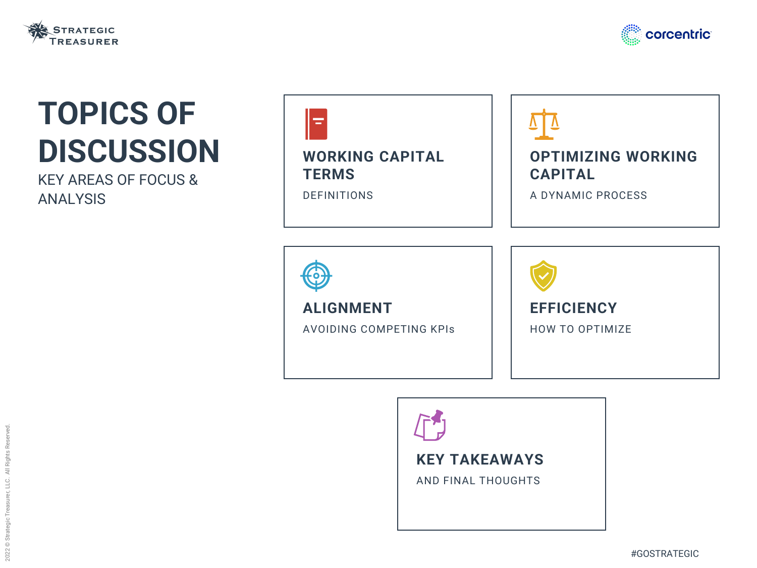# TOPICS OF DISCUSSION

KEY AREAS OF FOCUS & ANALYSIS

## WORKING CAPITAL TERMS

DEFINITIONS

## OPTIMIZING WORKING CAPITAL

A DYNAMIC PROCESS

## ALIGNMENT

AVOIDING COMPETING KPIs

## EFFICIENCY

HOW TO OPTIMIZE

## KEY TAKEAWAYS

AND FINAL THOUGHTS

#GOSTRATEGIC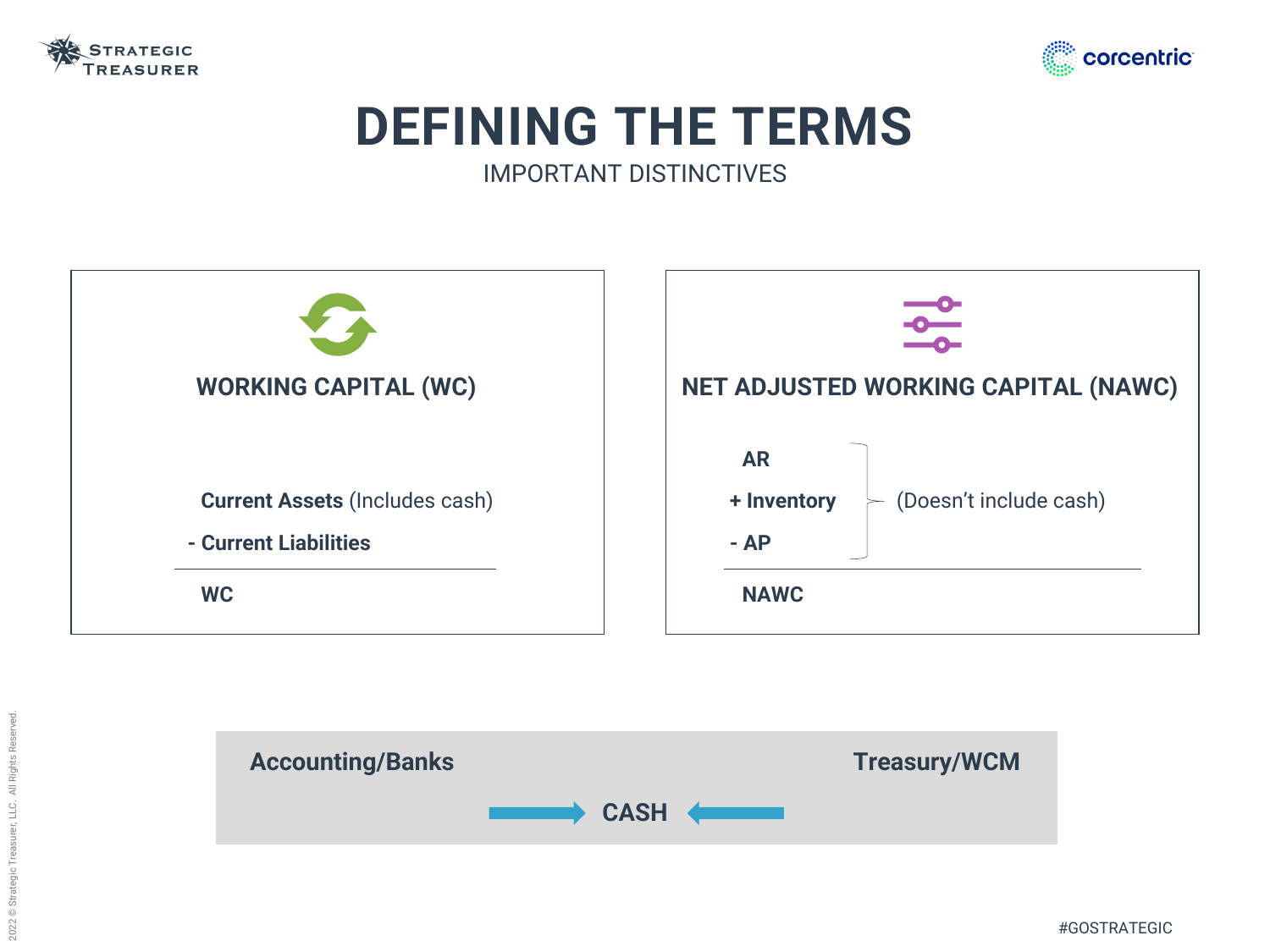# DEFINING THE TERMS

IMPORTANT DISTINCTIVES

## WORKING CAPITAL (WC)

**Current Assets** (Includes cash)

**- Current Liabilities**

---

**WC**

## NET ADJUSTED WORKING CAPITAL (NAWC)

**AR**

**+ Inventory**

**- AP**

(Doesn't include cash)

---

**NAWC**

**Accounting/Banks** → **CASH** ← **Treasury/WCM**

#GOSTRATEGIC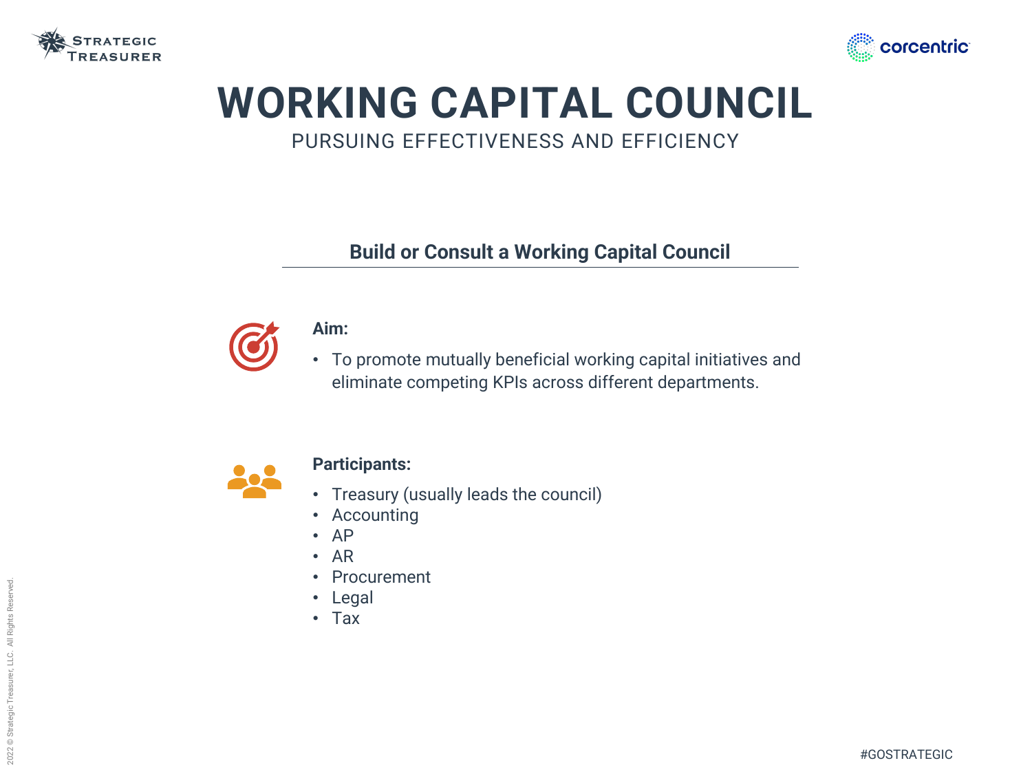# WORKING CAPITAL COUNCIL

PURSUING EFFECTIVENESS AND EFFICIENCY

## Build or Consult a Working Capital Council

**Aim:**

- To promote mutually beneficial working capital initiatives and eliminate competing KPIs across different departments.

**Participants:**

- Treasury (usually leads the council)
- Accounting
- AP
- AR
- Procurement
- Legal
- Tax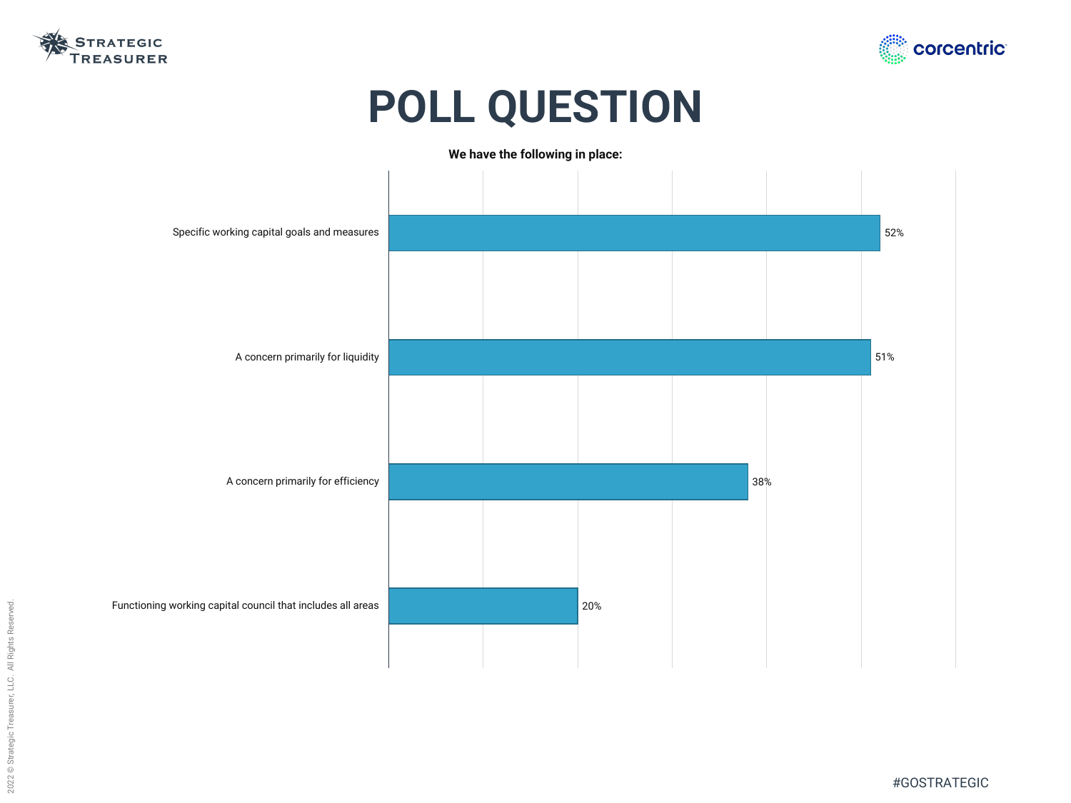# POLL QUESTION

**We have the following in place:**

| Response | Percentage |
| --- | --- |
| Specific working capital goals and measures | 52% |
| A concern primarily for liquidity | 51% |
| A concern primarily for efficiency | 38% |
| Functioning working capital council that includes all areas | 20% |

2022 © Strategic Treasurer, LLC. All Rights Reserved.

#GOSTRATEGIC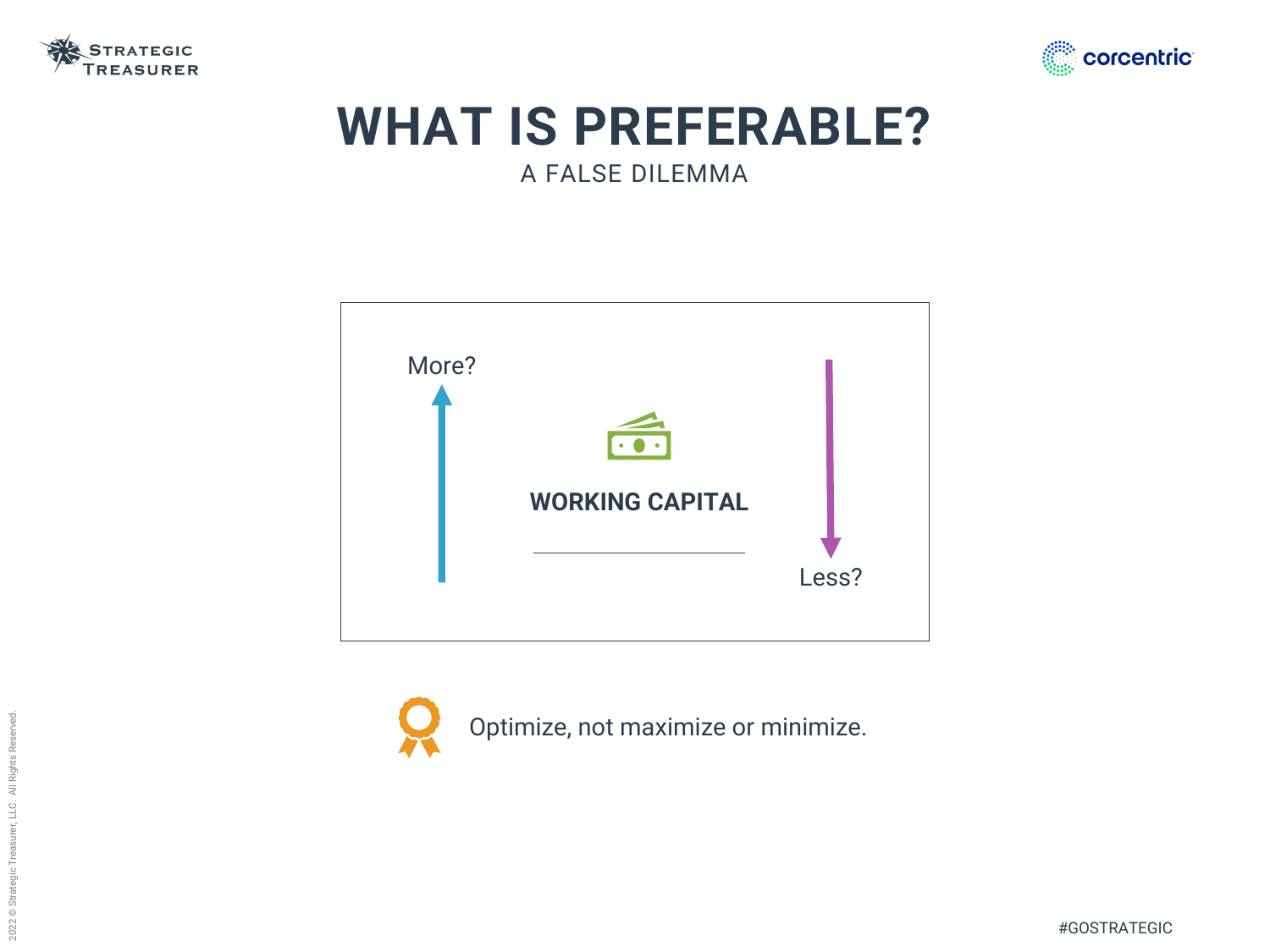# WHAT IS PREFERABLE?

A FALSE DILEMMA

More?

**WORKING CAPITAL**

Less?

Optimize, not maximize or minimize.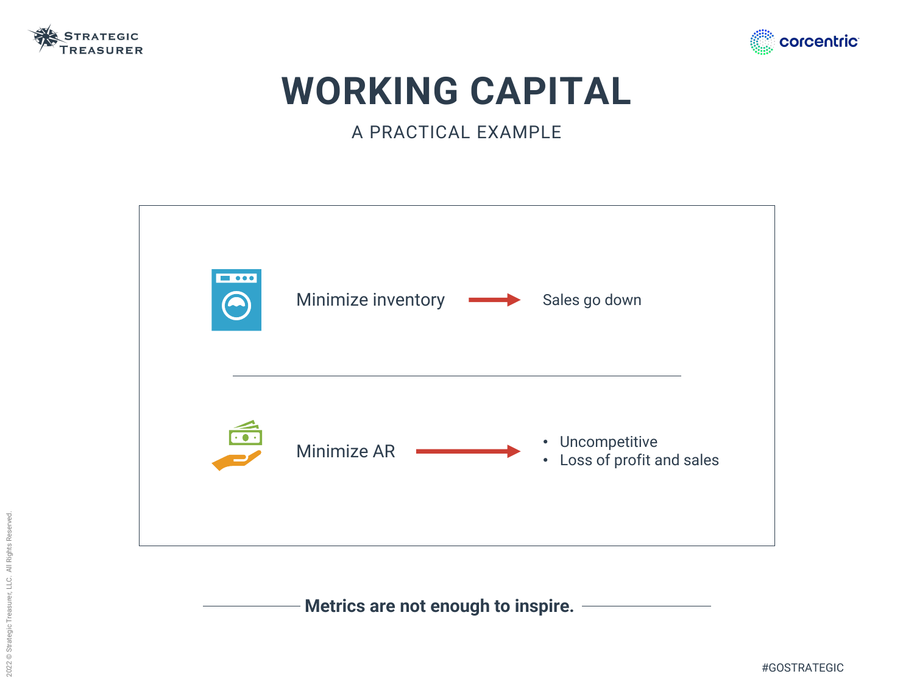# WORKING CAPITAL

## A PRACTICAL EXAMPLE

Minimize inventory → Sales go down

---

Minimize AR →

- Uncompetitive
- Loss of profit and sales

**Metrics are not enough to inspire.**

#GOSTRATEGIC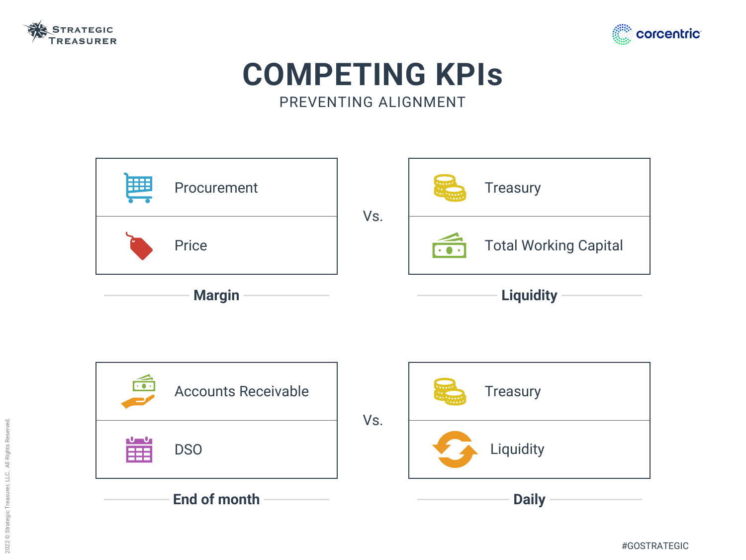# COMPETING KPIs

PREVENTING ALIGNMENT

| Procurement | Vs. | Treasury |
| --- | --- | --- |
| Price | | Total Working Capital |
| **Margin** | | **Liquidity** |

| Accounts Receivable | Vs. | Treasury |
| --- | --- | --- |
| DSO | | Liquidity |
| **End of month** | | **Daily** |

#GOSTRATEGIC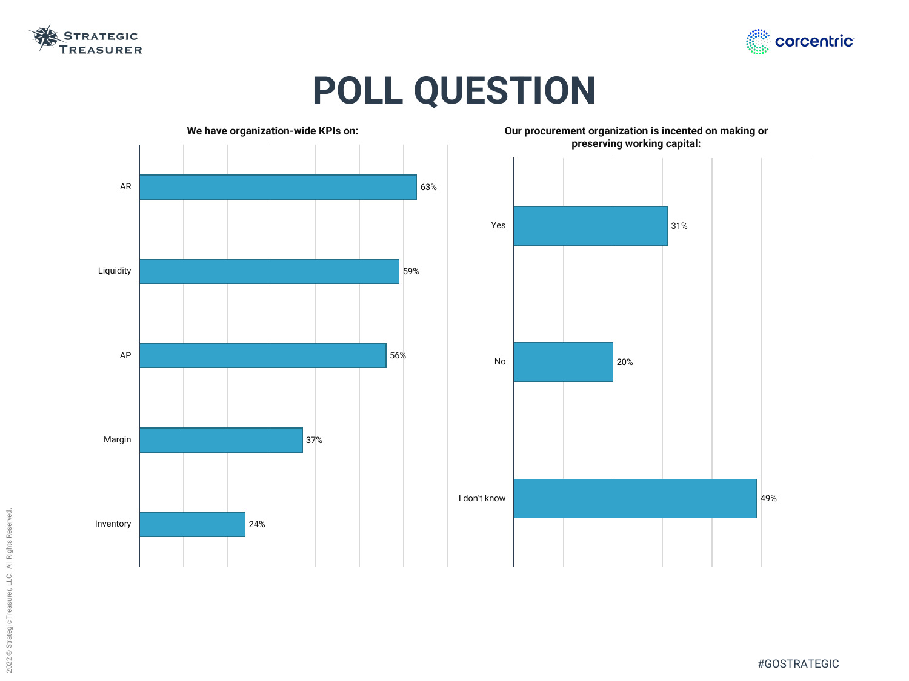# POLL QUESTION

**We have organization-wide KPIs on:**

| KPI | Percentage |
| --- | --- |
| AR | 63% |
| Liquidity | 59% |
| AP | 56% |
| Margin | 37% |
| Inventory | 24% |

**Our procurement organization is incented on making or preserving working capital:**

| Response | Percentage |
| --- | --- |
| Yes | 31% |
| No | 20% |
| I don't know | 49% |

#GOSTRATEGIC

2022 © Strategic Treasurer, LLC. All Rights Reserved.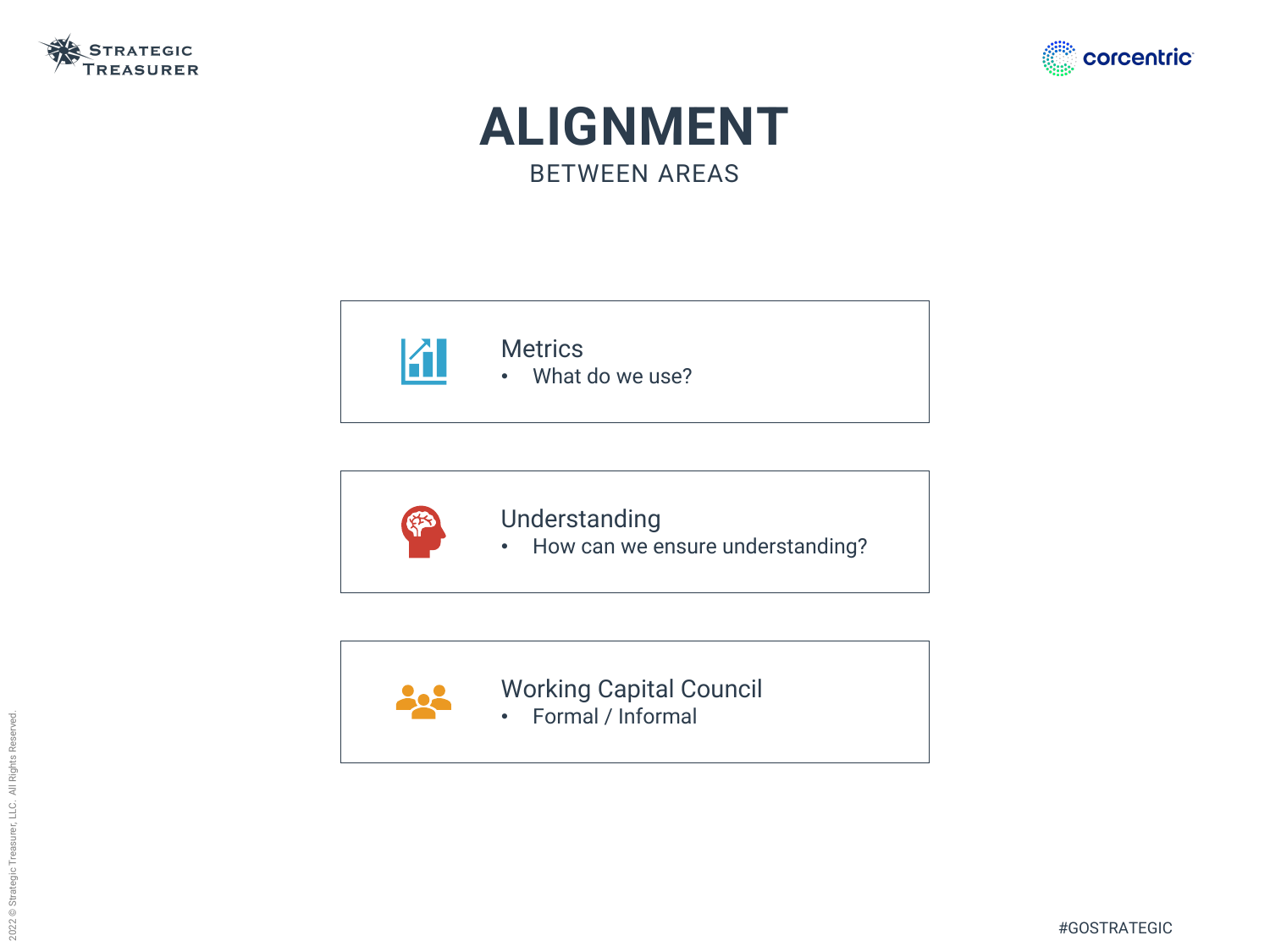# ALIGNMENT

BETWEEN AREAS

### Metrics

- What do we use?

### Understanding

- How can we ensure understanding?

### Working Capital Council

- Formal / Informal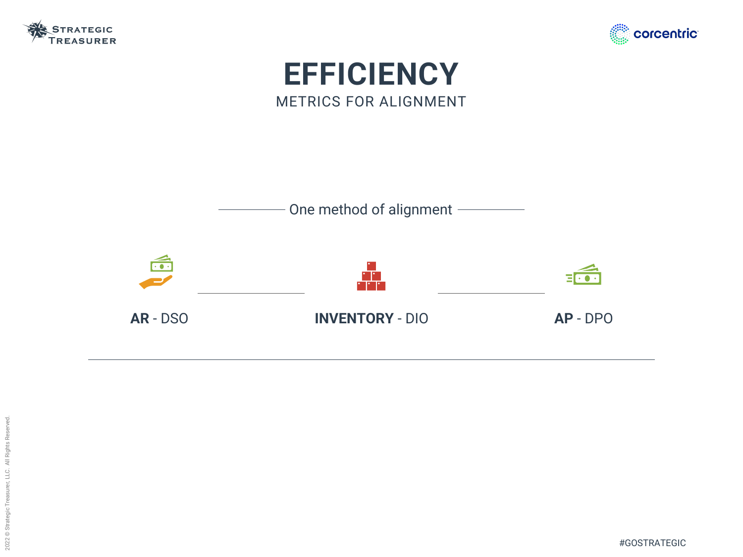# EFFICIENCY

METRICS FOR ALIGNMENT

One method of alignment

**AR** - DSO

**INVENTORY** - DIO

**AP** - DPO

#GOSTRATEGIC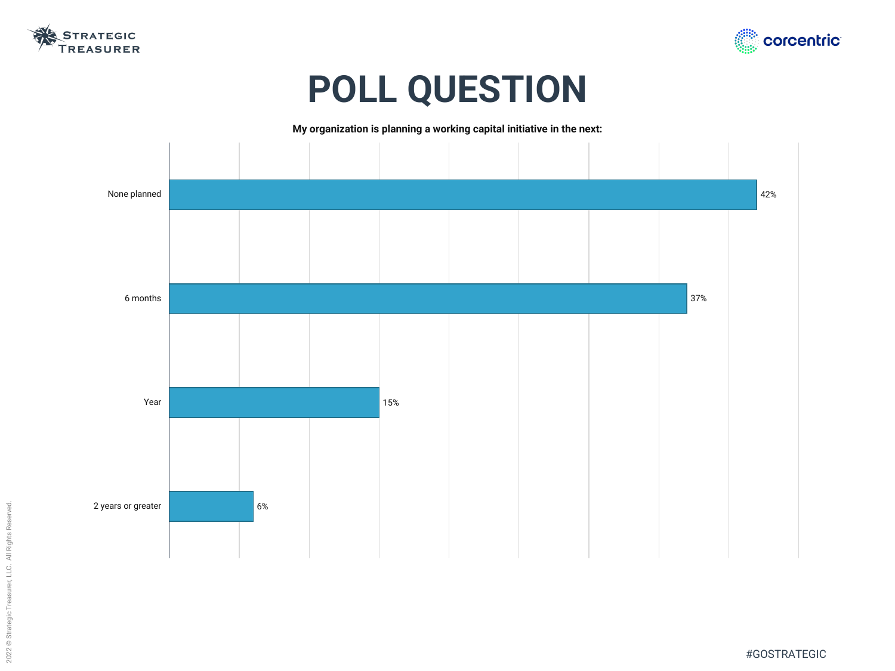# POLL QUESTION

**My organization is planning a working capital initiative in the next:**

| Response | Percentage |
| --- | --- |
| None planned | 42% |
| 6 months | 37% |
| Year | 15% |
| 2 years or greater | 6% |

#GOSTRATEGIC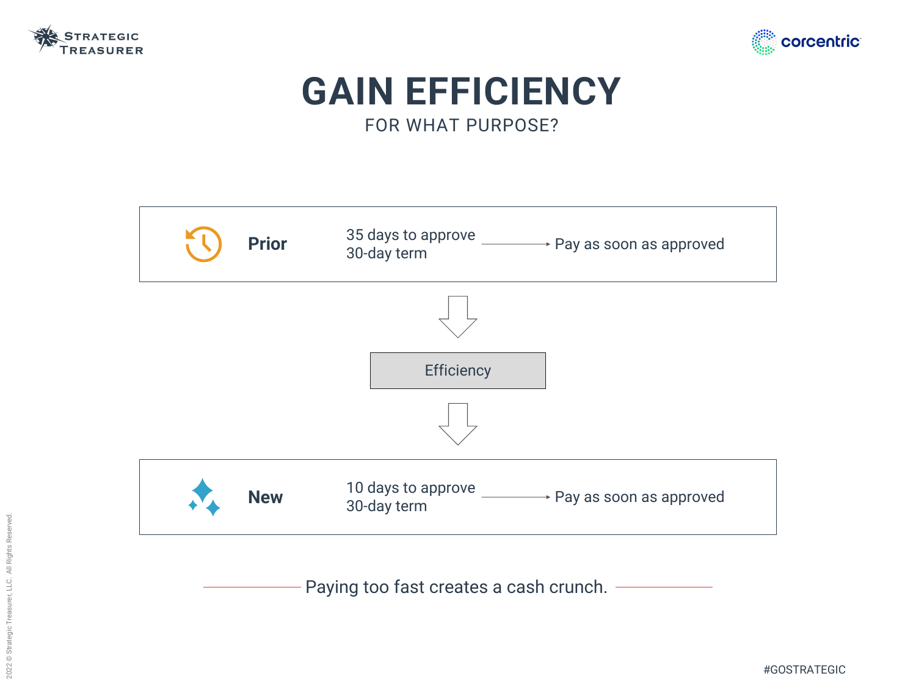# GAIN EFFICIENCY

FOR WHAT PURPOSE?

**Prior**

35 days to approve
30-day term → Pay as soon as approved

Efficiency

**New**

10 days to approve
30-day term → Pay as soon as approved

Paying too fast creates a cash crunch.

#GOSTRATEGIC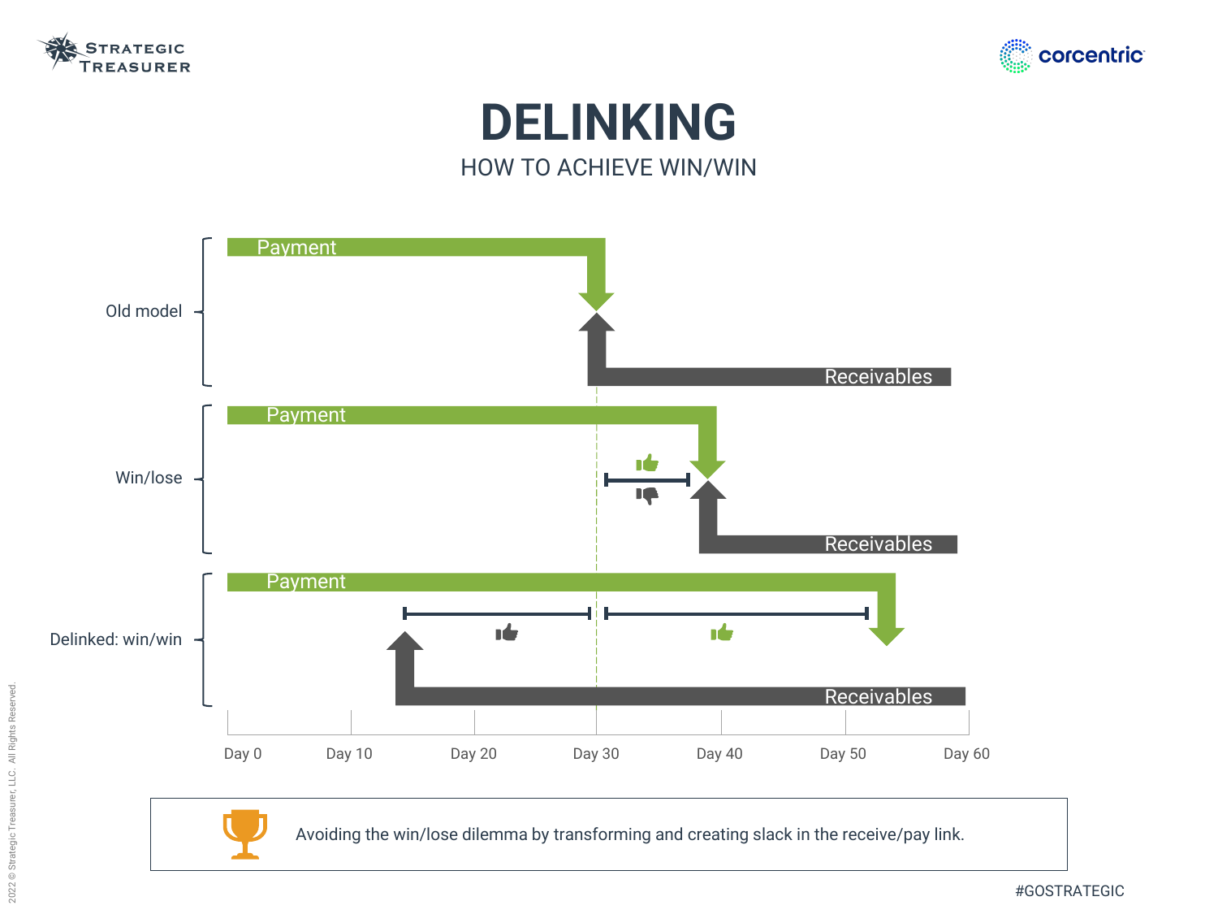# DELINKING

HOW TO ACHIEVE WIN/WIN

Old model

Payment

Receivables

Win/lose

Payment

Receivables

Delinked: win/win

Payment

Receivables

Day 0 | Day 10 | Day 20 | Day 30 | Day 40 | Day 50 | Day 60

Avoiding the win/lose dilemma by transforming and creating slack in the receive/pay link.

#GOSTRATEGIC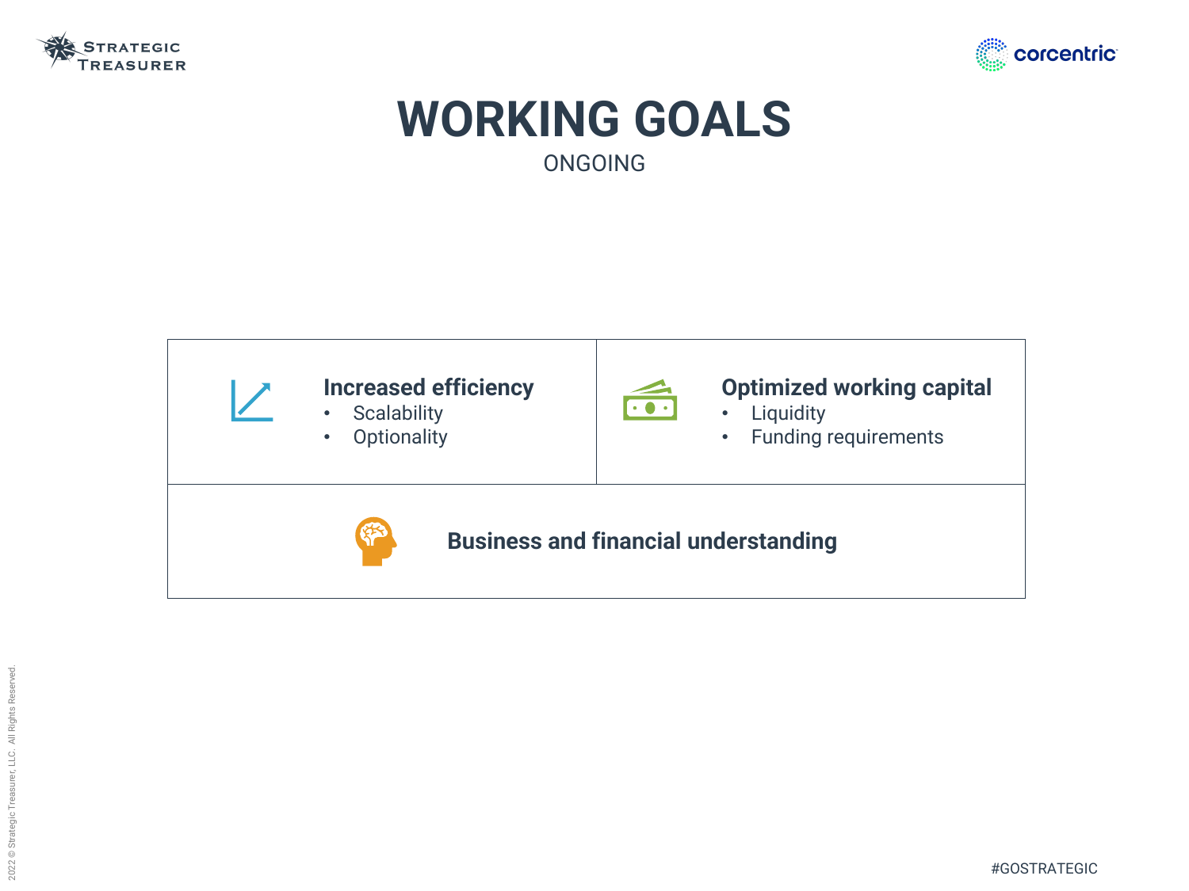# WORKING GOALS

ONGOING

**Increased efficiency**

- Scalability
- Optionality

**Optimized working capital**

- Liquidity
- Funding requirements

**Business and financial understanding**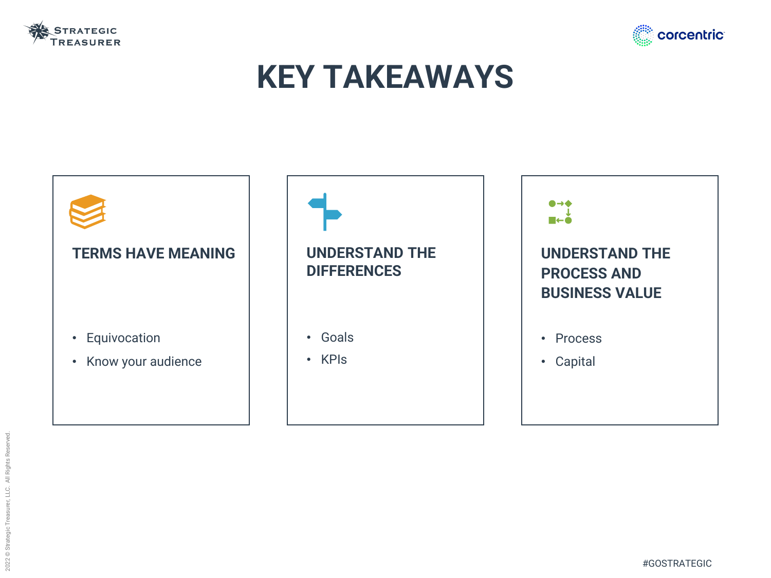# KEY TAKEAWAYS

### TERMS HAVE MEANING

- Equivocation
- Know your audience

### UNDERSTAND THE DIFFERENCES

- Goals
- KPIs

### UNDERSTAND THE PROCESS AND BUSINESS VALUE

- Process
- Capital

#GOSTRATEGIC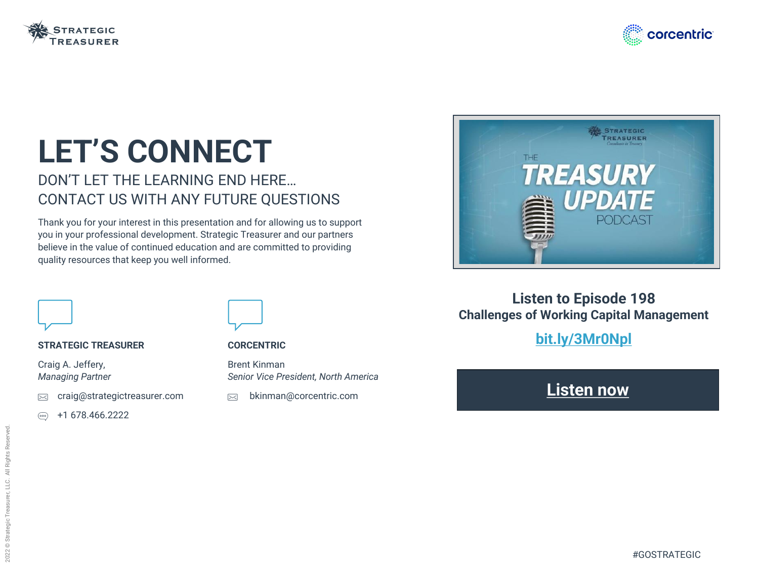# LET'S CONNECT

## DON'T LET THE LEARNING END HERE…
## CONTACT US WITH ANY FUTURE QUESTIONS

Thank you for your interest in this presentation and for allowing us to support you in your professional development. Strategic Treasurer and our partners believe in the value of continued education and are committed to providing quality resources that keep you well informed.

**STRATEGIC TREASURER**

Craig A. Jeffery,
*Managing Partner*

craig@strategictreasurer.com

+1 678.466.2222

**CORCENTRIC**

Brent Kinman
*Senior Vice President, North America*

bkinman@corcentric.com

**Listen to Episode 198**
**Challenges of Working Capital Management**

**bit.ly/3Mr0Npl**

**Listen now**

#GOSTRATEGIC

2022 © Strategic Treasurer, LLC. All Rights Reserved.